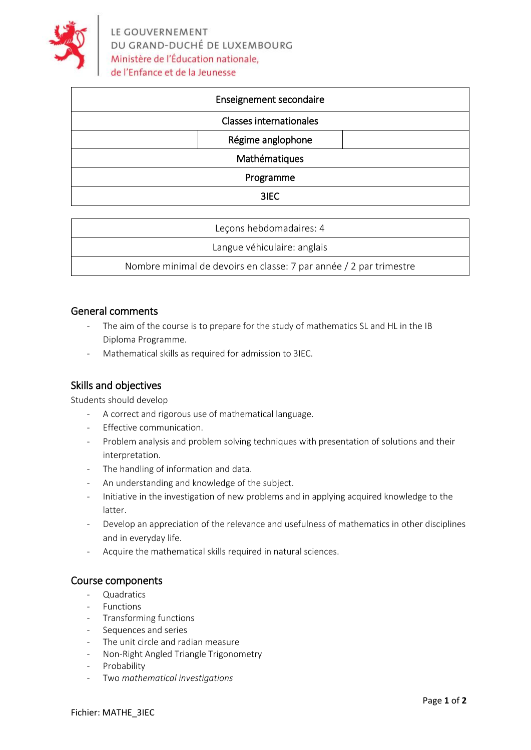LE GOUVERNEMENT
DU GRAND-DUCHÉ DE LUXEMBOURG
Ministère de l'Éducation nationale,
de l'Enfance et de la Jeunesse

| Enseignement secondaire |
|---|
| Classes internationales |
| Régime anglophone |
| Mathématiques |
| Programme |
| 3IEC |

| Leçons hebdomadaires: 4 |
|---|
| Langue véhiculaire: anglais |
| Nombre minimal de devoirs en classe: 7 par année / 2 par trimestre |

## General comments

- The aim of the course is to prepare for the study of mathematics SL and HL in the IB Diploma Programme.
- Mathematical skills as required for admission to 3IEC.

## Skills and objectives

Students should develop

- A correct and rigorous use of mathematical language.
- Effective communication.
- Problem analysis and problem solving techniques with presentation of solutions and their interpretation.
- The handling of information and data.
- An understanding and knowledge of the subject.
- Initiative in the investigation of new problems and in applying acquired knowledge to the latter.
- Develop an appreciation of the relevance and usefulness of mathematics in other disciplines and in everyday life.
- Acquire the mathematical skills required in natural sciences.

## Course components

- Quadratics
- Functions
- Transforming functions
- Sequences and series
- The unit circle and radian measure
- Non-Right Angled Triangle Trigonometry
- Probability
- Two *mathematical investigations*

Fichier: MATHE_3IEC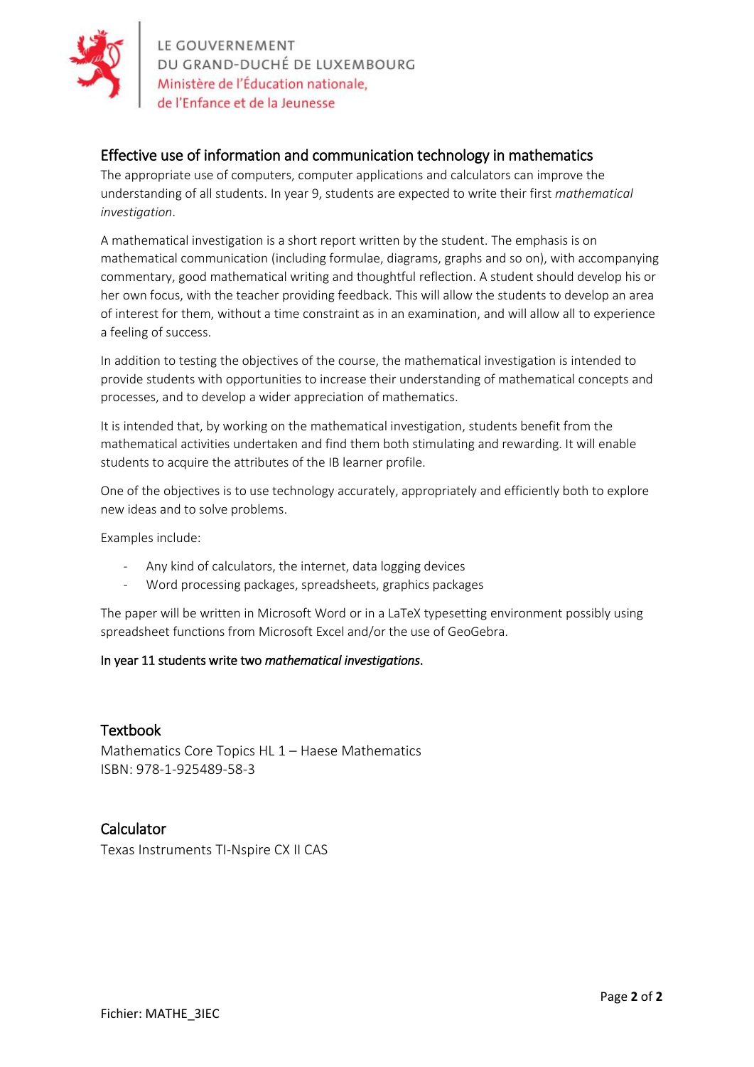## Effective use of information and communication technology in mathematics

The appropriate use of computers, computer applications and calculators can improve the understanding of all students. In year 9, students are expected to write their first *mathematical investigation*.

A mathematical investigation is a short report written by the student. The emphasis is on mathematical communication (including formulae, diagrams, graphs and so on), with accompanying commentary, good mathematical writing and thoughtful reflection. A student should develop his or her own focus, with the teacher providing feedback. This will allow the students to develop an area of interest for them, without a time constraint as in an examination, and will allow all to experience a feeling of success.

In addition to testing the objectives of the course, the mathematical investigation is intended to provide students with opportunities to increase their understanding of mathematical concepts and processes, and to develop a wider appreciation of mathematics.

It is intended that, by working on the mathematical investigation, students benefit from the mathematical activities undertaken and find them both stimulating and rewarding. It will enable students to acquire the attributes of the IB learner profile.

One of the objectives is to use technology accurately, appropriately and efficiently both to explore new ideas and to solve problems.

Examples include:

- Any kind of calculators, the internet, data logging devices
- Word processing packages, spreadsheets, graphics packages

The paper will be written in Microsoft Word or in a LaTeX typesetting environment possibly using spreadsheet functions from Microsoft Excel and/or the use of GeoGebra.

In year 11 students write two *mathematical investigations*.

## Textbook

Mathematics Core Topics HL 1 – Haese Mathematics
ISBN: 978-1-925489-58-3

## Calculator

Texas Instruments TI-Nspire CX II CAS

Fichier: MATHE_3IEC